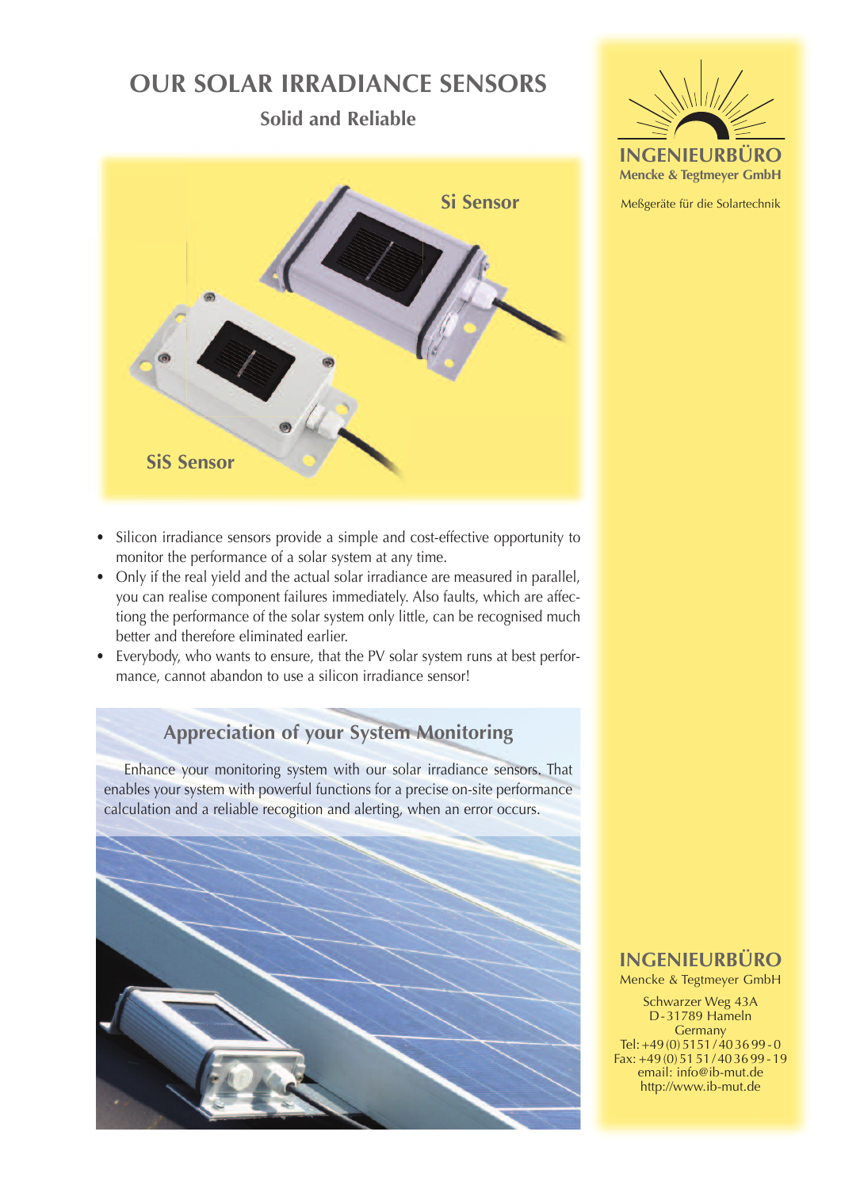# OUR SOLAR IRRADIANCE SENSORS

## Solid and Reliable

Si Sensor

SiS Sensor

- Silicon irradiance sensors provide a simple and cost-effective opportunity to monitor the performance of a solar system at any time.
- Only if the real yield and the actual solar irradiance are measured in parallel, you can realise component failures immediately. Also faults, which are affectiong the performance of the solar system only little, can be recognised much better and therefore eliminated earlier.
- Everybody, who wants to ensure, that the PV solar system runs at best performance, cannot abandon to use a silicon irradiance sensor!

## Appreciation of your System Monitoring

Enhance your monitoring system with our solar irradiance sensors. That enables your system with powerful functions for a precise on-site performance calculation and a reliable recogition and alerting, when an error occurs.

**INGENIEURBÜRO**
**Mencke & Tegtmeyer GmbH**

Meßgeräte für die Solartechnik

**INGENIEURBÜRO**
Mencke & Tegtmeyer GmbH

Schwarzer Weg 43A
D-31789 Hameln
Germany
Tel: +49 (0) 5151 / 40 36 99 - 0
Fax: +49 (0) 51 51 / 40 36 99 - 19
email: info@ib-mut.de
http://www.ib-mut.de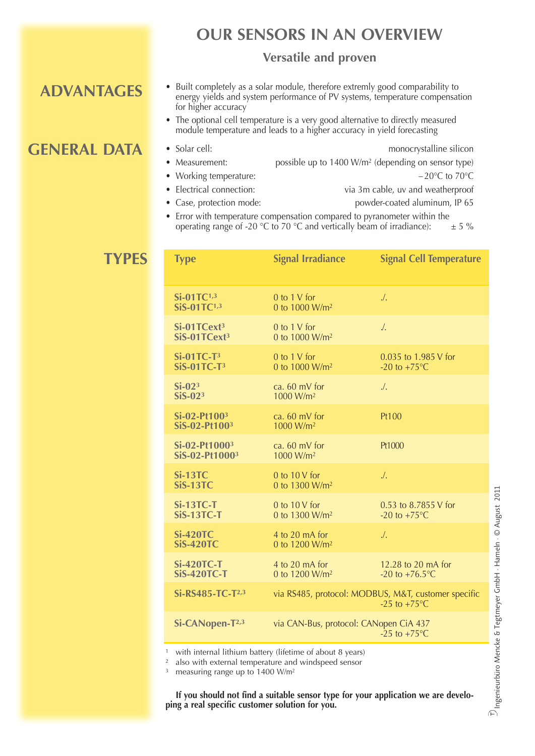# OUR SENSORS IN AN OVERVIEW

## Versatile and proven

## ADVANTAGES

- Built completely as a solar module, therefore extremly good comparability to energy yields and system performance of PV systems, temperature compensation for higher accuracy
- The optional cell temperature is a very good alternative to directly measured module temperature and leads to a higher accuracy in yield forecasting

## GENERAL DATA

- Solar cell: monocrystalline silicon
- Measurement: possible up to 1400 W/m² (depending on sensor type)
- Working temperature: −20°C to 70°C
- Electrical connection: via 3m cable, uv and weatherproof
- Case, protection mode: powder-coated aluminum, IP 65
- Error with temperature compensation compared to pyranometer within the operating range of -20 °C to 70 °C and vertically beam of irradiance): ± 5 %

## TYPES

| Type | Signal Irradiance | Signal Cell Temperature |
|---|---|---|
| **Si-01TC[1,3]** **SiS-01TC[1,3]** | 0 to 1 V for 0 to 1000 W/m² | ./. |
| **Si-01TCext[3]** **SiS-01TCext[3]** | 0 to 1 V for 0 to 1000 W/m² | ./. |
| **Si-01TC-T[3]** **SiS-01TC-T[3]** | 0 to 1 V for 0 to 1000 W/m² | 0.035 to 1.985 V for -20 to +75°C |
| **Si-02[3]** **SiS-02[3]** | ca. 60 mV for 1000 W/m² | ./. |
| **Si-02-Pt100[3]** **SiS-02-Pt100[3]** | ca. 60 mV for 1000 W/m² | Pt100 |
| **Si-02-Pt1000[3]** **SiS-02-Pt1000[3]** | ca. 60 mV for 1000 W/m² | Pt1000 |
| **Si-13TC** **SiS-13TC** | 0 to 10 V for 0 to 1300 W/m² | ./. |
| **Si-13TC-T** **SiS-13TC-T** | 0 to 10 V for 0 to 1300 W/m² | 0.53 to 8.7855 V for -20 to +75°C |
| **Si-420TC** **SiS-420TC** | 4 to 20 mA for 0 to 1200 W/m² | ./. |
| **Si-420TC-T** **SiS-420TC-T** | 4 to 20 mA for 0 to 1200 W/m² | 12.28 to 20 mA for -20 to +76.5°C |
| **Si-RS485-TC-T[2,3]** | via RS485, protocol: MODBUS, M&T, customer specific | -25 to +75°C |
| **Si-CANopen-T[2,3]** | via CAN-Bus, protocol: CANopen CiA 437 | -25 to +75°C |

[1] with internal lithium battery (lifetime of about 8 years)
[2] also with external temperature and windspeed sensor
[3] measuring range up to 1400 W/m²

**If you should not find a suitable sensor type for your application we are developing a real specific customer solution for you.**

Ingenieurbüro Mencke & Tegtmeyer GmbH · Hameln · © August 2011